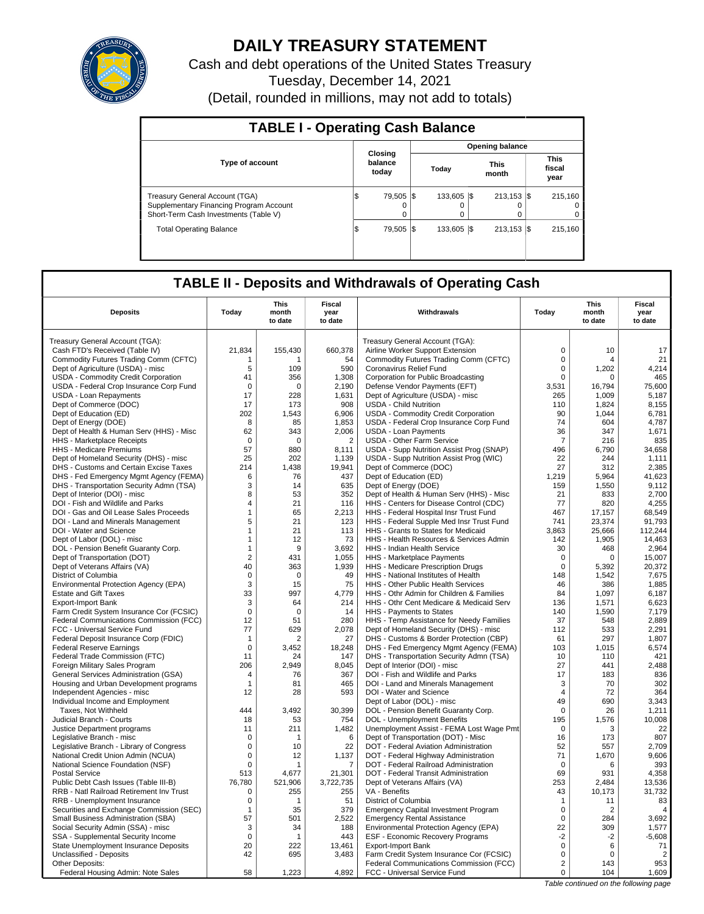# DAILY TREASURY STATEMENT

Cash and debt operations of the United States Treasury

Tuesday, December 14, 2021

(Detail, rounded in millions, may not add to totals)

## TABLE I - Operating Cash Balance

| Type of account | Closing balance today | Opening balance | | |
|---|---|---|---|---|
| | | Today | This month | This fiscal year |
| Treasury General Account (TGA) | $ 79,505 | $ 133,605 | $ 213,153 | $ 215,160 |
| Supplementary Financing Program Account | 0 | 0 | 0 | 0 |
| Short-Term Cash Investments (Table V) | 0 | 0 | 0 | 0 |
| Total Operating Balance | $ 79,505 | $ 133,605 | $ 213,153 | $ 215,160 |

## TABLE II - Deposits and Withdrawals of Operating Cash

| Deposits | Today | This month to date | Fiscal year to date | Withdrawals | Today | This month to date | Fiscal year to date |
|---|---|---|---|---|---|---|---|
| Treasury General Account (TGA): | | | | Treasury General Account (TGA): | | | |
| Cash FTD's Received (Table IV) | 21,834 | 155,430 | 660,378 | Airline Worker Support Extension | 0 | 10 | 17 |
| Commodity Futures Trading Comm (CFTC) | 1 | 1 | 54 | Commodity Futures Trading Comm (CFTC) | 0 | 4 | 21 |
| Dept of Agriculture (USDA) - misc | 5 | 109 | 590 | Coronavirus Relief Fund | 0 | 1,202 | 4,214 |
| USDA - Commodity Credit Corporation | 41 | 356 | 1,308 | Corporation for Public Broadcasting | 0 | 0 | 465 |
| USDA - Federal Crop Insurance Corp Fund | 0 | 0 | 2,190 | Defense Vendor Payments (EFT) | 3,531 | 16,794 | 75,600 |
| USDA - Loan Repayments | 17 | 228 | 1,631 | Dept of Agriculture (USDA) - misc | 265 | 1,009 | 5,187 |
| Dept of Commerce (DOC) | 17 | 173 | 908 | USDA - Child Nutrition | 110 | 1,824 | 8,155 |
| Dept of Education (ED) | 202 | 1,543 | 6,906 | USDA - Commodity Credit Corporation | 90 | 1,044 | 6,781 |
| Dept of Energy (DOE) | 8 | 85 | 1,853 | USDA - Federal Crop Insurance Corp Fund | 74 | 604 | 4,787 |
| Dept of Health & Human Serv (HHS) - Misc | 62 | 343 | 2,006 | USDA - Loan Payments | 36 | 347 | 1,671 |
| HHS - Marketplace Receipts | 0 | 0 | 2 | USDA - Other Farm Service | 7 | 216 | 835 |
| HHS - Medicare Premiums | 57 | 880 | 8,111 | USDA - Supp Nutrition Assist Prog (SNAP) | 496 | 6,790 | 34,658 |
| Dept of Homeland Security (DHS) - misc | 25 | 202 | 1,139 | USDA - Supp Nutrition Assist Prog (WIC) | 22 | 244 | 1,111 |
| DHS - Customs and Certain Excise Taxes | 214 | 1,438 | 19,941 | Dept of Commerce (DOC) | 27 | 312 | 2,385 |
| DHS - Fed Emergency Mgmt Agency (FEMA) | 6 | 76 | 437 | Dept of Education (ED) | 1,219 | 5,964 | 41,623 |
| DHS - Transportation Security Admn (TSA) | 3 | 14 | 635 | Dept of Energy (DOE) | 159 | 1,550 | 9,112 |
| Dept of Interior (DOI) - misc | 8 | 53 | 352 | Dept of Health & Human Serv (HHS) - Misc | 21 | 833 | 2,700 |
| DOI - Fish and Wildlife and Parks | 4 | 21 | 116 | HHS - Centers for Disease Control (CDC) | 77 | 820 | 4,255 |
| DOI - Gas and Oil Lease Sales Proceeds | 1 | 65 | 2,213 | HHS - Federal Hospital Insr Trust Fund | 467 | 17,157 | 68,549 |
| DOI - Land and Minerals Management | 5 | 21 | 123 | HHS - Federal Supple Med Insr Trust Fund | 741 | 23,374 | 91,793 |
| DOI - Water and Science | 1 | 21 | 113 | HHS - Grants to States for Medicaid | 3,863 | 25,666 | 112,244 |
| Dept of Labor (DOL) - misc | 1 | 12 | 73 | HHS - Health Resources & Services Admin | 142 | 1,905 | 14,463 |
| DOL - Pension Benefit Guaranty Corp. | 1 | 9 | 3,692 | HHS - Indian Health Service | 30 | 468 | 2,964 |
| Dept of Transportation (DOT) | 2 | 431 | 1,055 | HHS - Marketplace Payments | 0 | 0 | 15,007 |
| Dept of Veterans Affairs (VA) | 40 | 363 | 1,939 | HHS - Medicare Prescription Drugs | 0 | 5,392 | 20,372 |
| District of Columbia | 0 | 0 | 49 | HHS - National Institutes of Health | 148 | 1,542 | 7,675 |
| Environmental Protection Agency (EPA) | 3 | 15 | 75 | HHS - Other Public Health Services | 46 | 386 | 1,885 |
| Estate and Gift Taxes | 33 | 997 | 4,779 | HHS - Othr Admin for Children & Families | 84 | 1,097 | 6,187 |
| Export-Import Bank | 3 | 64 | 214 | HHS - Othr Cent Medicare & Medicaid Serv | 136 | 1,571 | 6,623 |
| Farm Credit System Insurance Cor (FCSIC) | 0 | 0 | 14 | HHS - Payments to States | 140 | 1,590 | 7,179 |
| Federal Communications Commission (FCC) | 12 | 51 | 280 | HHS - Temp Assistance for Needy Families | 37 | 548 | 2,889 |
| FCC - Universal Service Fund | 77 | 629 | 2,078 | Dept of Homeland Security (DHS) - misc | 112 | 533 | 2,291 |
| Federal Deposit Insurance Corp (FDIC) | 1 | 2 | 27 | DHS - Customs & Border Protection (CBP) | 61 | 297 | 1,807 |
| Federal Reserve Earnings | 0 | 3,452 | 18,248 | DHS - Fed Emergency Mgmt Agency (FEMA) | 103 | 1,015 | 6,574 |
| Federal Trade Commission (FTC) | 11 | 24 | 147 | DHS - Transportation Security Admn (TSA) | 10 | 110 | 421 |
| Foreign Military Sales Program | 206 | 2,949 | 8,045 | Dept of Interior (DOI) - misc | 27 | 441 | 2,488 |
| General Services Administration (GSA) | 4 | 76 | 367 | DOI - Fish and Wildlife and Parks | 17 | 183 | 836 |
| Housing and Urban Development programs | 1 | 81 | 465 | DOI - Land and Minerals Management | 3 | 70 | 302 |
| Independent Agencies - misc | 12 | 28 | 593 | DOI - Water and Science | 4 | 72 | 364 |
| Individual Income and Employment | | | | Dept of Labor (DOL) - misc | 49 | 690 | 3,343 |
| Taxes, Not Withheld | 444 | 3,492 | 30,399 | DOL - Pension Benefit Guaranty Corp. | 0 | 26 | 1,211 |
| Judicial Branch - Courts | 18 | 53 | 754 | DOL - Unemployment Benefits | 195 | 1,576 | 10,008 |
| Justice Department programs | 11 | 211 | 1,482 | Unemployment Assist - FEMA Lost Wage Pmt | 0 | 3 | 22 |
| Legislative Branch - misc | 0 | 1 | 6 | Dept of Transportation (DOT) - Misc | 16 | 173 | 807 |
| Legislative Branch - Library of Congress | 0 | 10 | 22 | DOT - Federal Aviation Administration | 52 | 557 | 2,709 |
| National Credit Union Admin (NCUA) | 0 | 12 | 1,137 | DOT - Federal Highway Administration | 71 | 1,670 | 9,606 |
| National Science Foundation (NSF) | 0 | 1 | 7 | DOT - Federal Railroad Administration | 0 | 6 | 393 |
| Postal Service | 513 | 4,677 | 21,301 | DOT - Federal Transit Administration | 69 | 931 | 4,358 |
| Public Debt Cash Issues (Table III-B) | 76,780 | 521,906 | 3,722,735 | Dept of Veterans Affairs (VA) | 253 | 2,484 | 13,536 |
| RRB - Natl Railroad Retirement Inv Trust | 0 | 255 | 255 | VA - Benefits | 43 | 10,173 | 31,732 |
| RRB - Unemployment Insurance | 0 | 1 | 51 | District of Columbia | 1 | 11 | 83 |
| Securities and Exchange Commission (SEC) | 1 | 35 | 379 | Emergency Capital Investment Program | 0 | 2 | 4 |
| Small Business Administration (SBA) | 57 | 501 | 2,522 | Emergency Rental Assistance | 0 | 284 | 3,692 |
| Social Security Admin (SSA) - misc | 3 | 34 | 188 | Environmental Protection Agency (EPA) | 22 | 309 | 1,577 |
| SSA - Supplemental Security Income | 0 | 1 | 443 | ESF - Economic Recovery Programs | -2 | -2 | -5,608 |
| State Unemployment Insurance Deposits | 20 | 222 | 13,461 | Export-Import Bank | 0 | 6 | 71 |
| Unclassified - Deposits | 42 | 695 | 3,483 | Farm Credit System Insurance Cor (FCSIC) | 0 | 0 | 2 |
| Other Deposits: | | | | Federal Communications Commission (FCC) | 2 | 143 | 953 |
| Federal Housing Admin: Note Sales | 58 | 1,223 | 4,892 | FCC - Universal Service Fund | 0 | 104 | 1,609 |

*Table continued on the following page*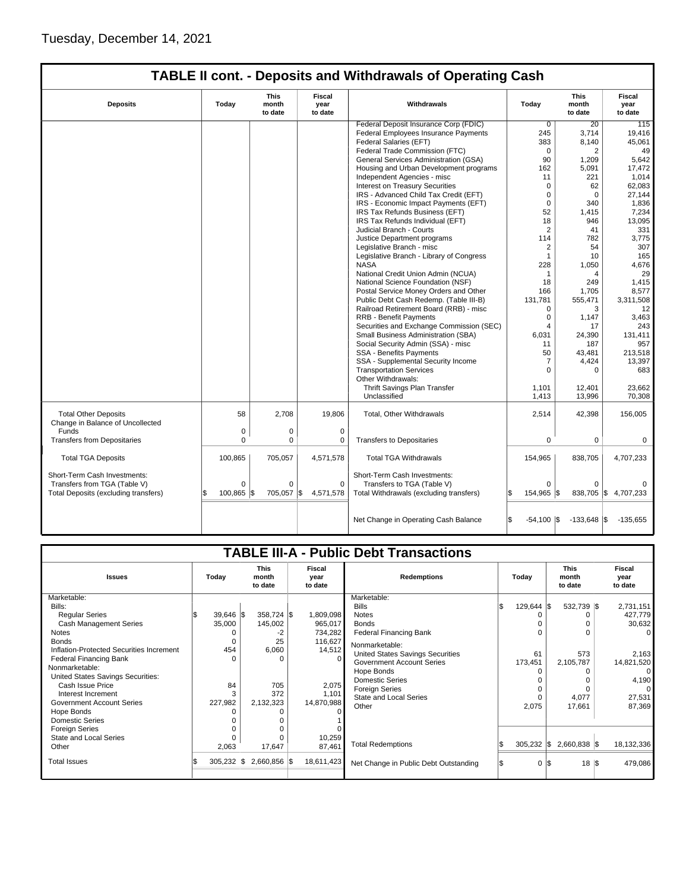Tuesday, December 14, 2021

## TABLE II cont. - Deposits and Withdrawals of Operating Cash

| Deposits | Today | This month to date | Fiscal year to date | Withdrawals | Today | This month to date | Fiscal year to date |
|---|---|---|---|---|---|---|---|
| | | | | Federal Deposit Insurance Corp (FDIC) | 0 | 20 | 115 |
| | | | | Federal Employees Insurance Payments | 245 | 3,714 | 19,416 |
| | | | | Federal Salaries (EFT) | 383 | 8,140 | 45,061 |
| | | | | Federal Trade Commission (FTC) | 0 | 2 | 49 |
| | | | | General Services Administration (GSA) | 90 | 1,209 | 5,642 |
| | | | | Housing and Urban Development programs | 162 | 5,091 | 17,472 |
| | | | | Independent Agencies - misc | 11 | 221 | 1,014 |
| | | | | Interest on Treasury Securities | 0 | 62 | 62,083 |
| | | | | IRS - Advanced Child Tax Credit (EFT) | 0 | 0 | 27,144 |
| | | | | IRS - Economic Impact Payments (EFT) | 0 | 340 | 1,836 |
| | | | | IRS Tax Refunds Business (EFT) | 52 | 1,415 | 7,234 |
| | | | | IRS Tax Refunds Individual (EFT) | 18 | 946 | 13,095 |
| | | | | Judicial Branch - Courts | 2 | 41 | 331 |
| | | | | Justice Department programs | 114 | 782 | 3,775 |
| | | | | Legislative Branch - misc | 2 | 54 | 307 |
| | | | | Legislative Branch - Library of Congress | 1 | 10 | 165 |
| | | | | NASA | 228 | 1,050 | 4,676 |
| | | | | National Credit Union Admin (NCUA) | 1 | 4 | 29 |
| | | | | National Science Foundation (NSF) | 18 | 249 | 1,415 |
| | | | | Postal Service Money Orders and Other | 166 | 1,705 | 8,577 |
| | | | | Public Debt Cash Redemp. (Table III-B) | 131,781 | 555,471 | 3,311,508 |
| | | | | Railroad Retirement Board (RRB) - misc | 0 | 3 | 12 |
| | | | | RRB - Benefit Payments | 0 | 1,147 | 3,463 |
| | | | | Securities and Exchange Commission (SEC) | 4 | 17 | 243 |
| | | | | Small Business Administration (SBA) | 6,031 | 24,390 | 131,411 |
| | | | | Social Security Admin (SSA) - misc | 11 | 187 | 957 |
| | | | | SSA - Benefits Payments | 50 | 43,481 | 213,518 |
| | | | | SSA - Supplemental Security Income | 7 | 4,424 | 13,397 |
| | | | | Transportation Services | 0 | 0 | 683 |
| | | | | Other Withdrawals: | | | |
| | | | | Thrift Savings Plan Transfer | 1,101 | 12,401 | 23,662 |
| | | | | Unclassified | 1,413 | 13,996 | 70,308 |
| Total Other Deposits | 58 | 2,708 | 19,806 | Total, Other Withdrawals | 2,514 | 42,398 | 156,005 |
| Change in Balance of Uncollected Funds | 0 | 0 | 0 | | | | |
| Transfers from Depositaries | 0 | 0 | 0 | Transfers to Depositaries | 0 | 0 | 0 |
| Total TGA Deposits | 100,865 | 705,057 | 4,571,578 | Total TGA Withdrawals | 154,965 | 838,705 | 4,707,233 |
| Short-Term Cash Investments: | | | | Short-Term Cash Investments: | | | |
| Transfers from TGA (Table V) | 0 | 0 | 0 | Transfers to TGA (Table V) | 0 | 0 | 0 |
| Total Deposits (excluding transfers) | $ 100,865 | $ 705,057 | $ 4,571,578 | Total Withdrawals (excluding transfers) | $ 154,965 | $ 838,705 | $ 4,707,233 |
| | | | | Net Change in Operating Cash Balance | $ -54,100 | $ -133,648 | $ -135,655 |

## TABLE III-A - Public Debt Transactions

| Issues | Today | This month to date | Fiscal year to date | Redemptions | Today | This month to date | Fiscal year to date |
|---|---|---|---|---|---|---|---|
| Marketable: | | | | Marketable: | | | |
| Bills: | | | | Bills | $ 129,644 | $ 532,739 | $ 2,731,151 |
| Regular Series | $ 39,646 | $ 358,724 | $ 1,809,098 | Notes | 0 | 0 | 427,779 |
| Cash Management Series | 35,000 | 145,002 | 965,017 | Bonds | 0 | 0 | 30,632 |
| Notes | 0 | -2 | 734,282 | Federal Financing Bank | 0 | 0 | 0 |
| Bonds | 0 | 25 | 116,627 | Nonmarketable: | | | |
| Inflation-Protected Securities Increment | 454 | 6,060 | 14,512 | United States Savings Securities | 61 | 573 | 2,163 |
| Federal Financing Bank | 0 | 0 | 0 | Government Account Series | 173,451 | 2,105,787 | 14,821,520 |
| Nonmarketable: | | | | Hope Bonds | 0 | 0 | 0 |
| United States Savings Securities: | | | | Domestic Series | 0 | 0 | 4,190 |
| Cash Issue Price | 84 | 705 | 2,075 | Foreign Series | 0 | 0 | 0 |
| Interest Increment | 3 | 372 | 1,101 | State and Local Series | 0 | 4,077 | 27,531 |
| Government Account Series | 227,982 | 2,132,323 | 14,870,988 | Other | 2,075 | 17,661 | 87,369 |
| Hope Bonds | 0 | 0 | 0 | | | | |
| Domestic Series | 0 | 0 | 1 | | | | |
| Foreign Series | 0 | 0 | 0 | | | | |
| State and Local Series | 0 | 0 | 10,259 | | | | |
| Other | 2,063 | 17,647 | 87,461 | Total Redemptions | $ 305,232 | $ 2,660,838 | $ 18,132,336 |
| Total Issues | $ 305,232 | $ 2,660,856 | $ 18,611,423 | Net Change in Public Debt Outstanding | $ 0 | $ 18 | $ 479,086 |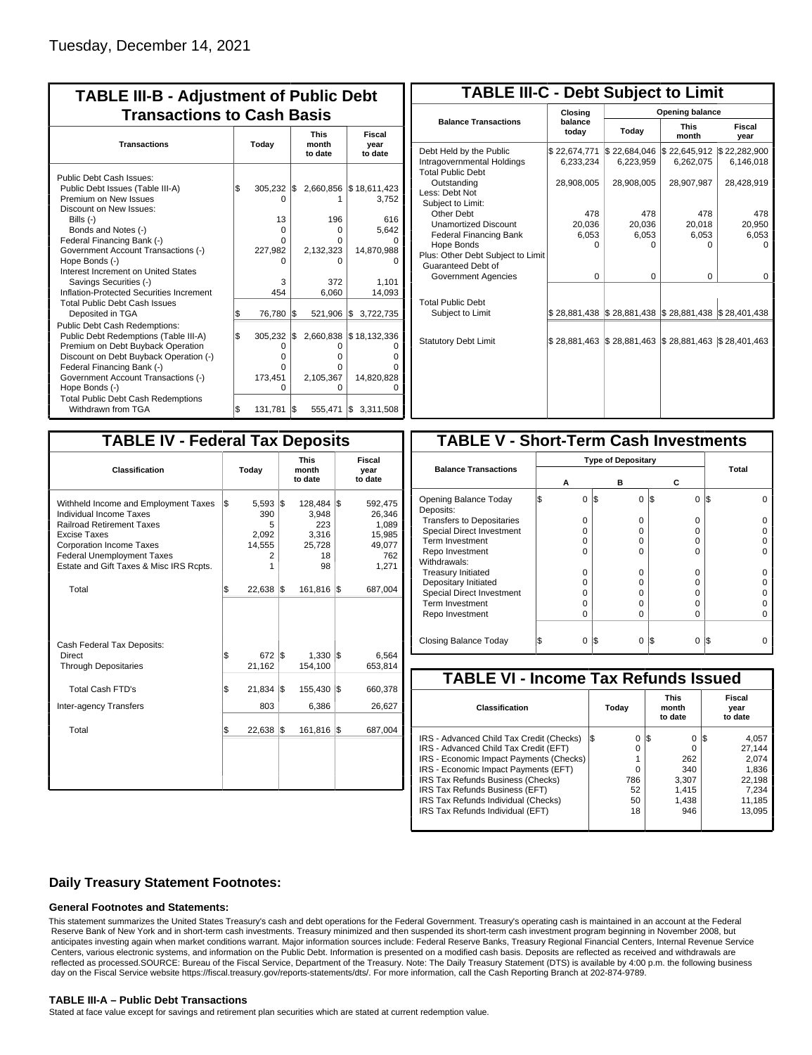Tuesday, December 14, 2021

## TABLE III-B - Adjustment of Public Debt Transactions to Cash Basis

| Transactions | Today | This month to date | Fiscal year to date |
|---|---|---|---|
| Public Debt Cash Issues: | | | |
| Public Debt Issues (Table III-A) | $ 305,232 | $ 2,660,856 | $ 18,611,423 |
| Premium on New Issues | 0 | 1 | 3,752 |
| Discount on New Issues: | | | |
| Bills (-) | 13 | 196 | 616 |
| Bonds and Notes (-) | 0 | 0 | 5,642 |
| Federal Financing Bank (-) | 0 | 0 | 0 |
| Government Account Transactions (-) | 227,982 | 2,132,323 | 14,870,988 |
| Hope Bonds (-) | 0 | 0 | 0 |
| Interest Increment on United States Savings Securities (-) | 3 | 372 | 1,101 |
| Inflation-Protected Securities Increment | 454 | 6,060 | 14,093 |
| Total Public Debt Cash Issues Deposited in TGA | $ 76,780 | $ 521,906 | $ 3,722,735 |
| Public Debt Cash Redemptions: | | | |
| Public Debt Redemptions (Table III-A) | $ 305,232 | $ 2,660,838 | $ 18,132,336 |
| Premium on Debt Buyback Operation | 0 | 0 | 0 |
| Discount on Debt Buyback Operation (-) | 0 | 0 | 0 |
| Federal Financing Bank (-) | 0 | 0 | 0 |
| Government Account Transactions (-) | 173,451 | 2,105,367 | 14,820,828 |
| Hope Bonds (-) | 0 | 0 | 0 |
| Total Public Debt Cash Redemptions Withdrawn from TGA | $ 131,781 | $ 555,471 | $ 3,311,508 |

## TABLE III-C - Debt Subject to Limit

| Balance Transactions | Closing balance today | Opening balance Today | Opening balance This month | Opening balance Fiscal year |
|---|---|---|---|---|
| Debt Held by the Public | $ 22,674,771 | $ 22,684,046 | $ 22,645,912 | $ 22,282,900 |
| Intragovernmental Holdings | 6,233,234 | 6,223,959 | 6,262,075 | 6,146,018 |
| Total Public Debt Outstanding | 28,908,005 | 28,908,005 | 28,907,987 | 28,428,919 |
| Less: Debt Not Subject to Limit: | | | | |
| Other Debt | 478 | 478 | 478 | 478 |
| Unamortized Discount | 20,036 | 20,036 | 20,018 | 20,950 |
| Federal Financing Bank | 6,053 | 6,053 | 6,053 | 6,053 |
| Hope Bonds | 0 | 0 | 0 | 0 |
| Plus: Other Debt Subject to Limit Guaranteed Debt of Government Agencies | 0 | 0 | 0 | 0 |
| Total Public Debt Subject to Limit | $ 28,881,438 | $ 28,881,438 | $ 28,881,438 | $ 28,401,438 |
| Statutory Debt Limit | $ 28,881,463 | $ 28,881,463 | $ 28,881,463 | $ 28,401,463 |

## TABLE IV - Federal Tax Deposits

| Classification | Today | This month to date | Fiscal year to date |
|---|---|---|---|
| Withheld Income and Employment Taxes | $ 5,593 | $ 128,484 | $ 592,475 |
| Individual Income Taxes | 390 | 3,948 | 26,346 |
| Railroad Retirement Taxes | 5 | 223 | 1,089 |
| Excise Taxes | 2,092 | 3,316 | 15,985 |
| Corporation Income Taxes | 14,555 | 25,728 | 49,077 |
| Federal Unemployment Taxes | 2 | 18 | 762 |
| Estate and Gift Taxes & Misc IRS Rcpts. | 1 | 98 | 1,271 |
| Total | $ 22,638 | $ 161,816 | $ 687,004 |
| Cash Federal Tax Deposits: | | | |
| Direct | $ 672 | $ 1,330 | $ 6,564 |
| Through Depositaries | 21,162 | 154,100 | 653,814 |
| Total Cash FTD's | $ 21,834 | $ 155,430 | $ 660,378 |
| Inter-agency Transfers | 803 | 6,386 | 26,627 |
| Total | $ 22,638 | $ 161,816 | $ 687,004 |

## TABLE V - Short-Term Cash Investments

| Balance Transactions | Type of Depositary A | B | C | Total |
|---|---|---|---|---|
| Opening Balance Today | $ 0 | $ 0 | $ 0 | $ 0 |
| Deposits: | | | | |
| Transfers to Depositaries | 0 | 0 | 0 | 0 |
| Special Direct Investment | 0 | 0 | 0 | 0 |
| Term Investment | 0 | 0 | 0 | 0 |
| Repo Investment | 0 | 0 | 0 | 0 |
| Withdrawals: | | | | |
| Treasury Initiated | 0 | 0 | 0 | 0 |
| Depositary Initiated | 0 | 0 | 0 | 0 |
| Special Direct Investment | 0 | 0 | 0 | 0 |
| Term Investment | 0 | 0 | 0 | 0 |
| Repo Investment | 0 | 0 | 0 | 0 |
| Closing Balance Today | $ 0 | $ 0 | $ 0 | $ 0 |

## TABLE VI - Income Tax Refunds Issued

| Classification | Today | This month to date | Fiscal year to date |
|---|---|---|---|
| IRS - Advanced Child Tax Credit (Checks) | $ 0 | $ 0 | $ 4,057 |
| IRS - Advanced Child Tax Credit (EFT) | 0 | 0 | 27,144 |
| IRS - Economic Impact Payments (Checks) | 1 | 262 | 2,074 |
| IRS - Economic Impact Payments (EFT) | 0 | 340 | 1,836 |
| IRS Tax Refunds Business (Checks) | 786 | 3,307 | 22,198 |
| IRS Tax Refunds Business (EFT) | 52 | 1,415 | 7,234 |
| IRS Tax Refunds Individual (Checks) | 50 | 1,438 | 11,185 |
| IRS Tax Refunds Individual (EFT) | 18 | 946 | 13,095 |

### Daily Treasury Statement Footnotes:

#### General Footnotes and Statements:

This statement summarizes the United States Treasury's cash and debt operations for the Federal Government. Treasury's operating cash is maintained in an account at the Federal Reserve Bank of New York and in short-term cash investments. Treasury minimized and then suspended its short-term cash investment program beginning in November 2008, but anticipates investing again when market conditions warrant. Major information sources include: Federal Reserve Banks, Treasury Regional Financial Centers, Internal Revenue Service Centers, various electronic systems, and information on the Public Debt. Information is presented on a modified cash basis. Deposits are reflected as received and withdrawals are reflected as processed.SOURCE: Bureau of the Fiscal Service, Department of the Treasury. Note: The Daily Treasury Statement (DTS) is available by 4:00 p.m. the following business day on the Fiscal Service website https://fiscal.treasury.gov/reports-statements/dts/. For more information, call the Cash Reporting Branch at 202-874-9789.

#### TABLE III-A – Public Debt Transactions

Stated at face value except for savings and retirement plan securities which are stated at current redemption value.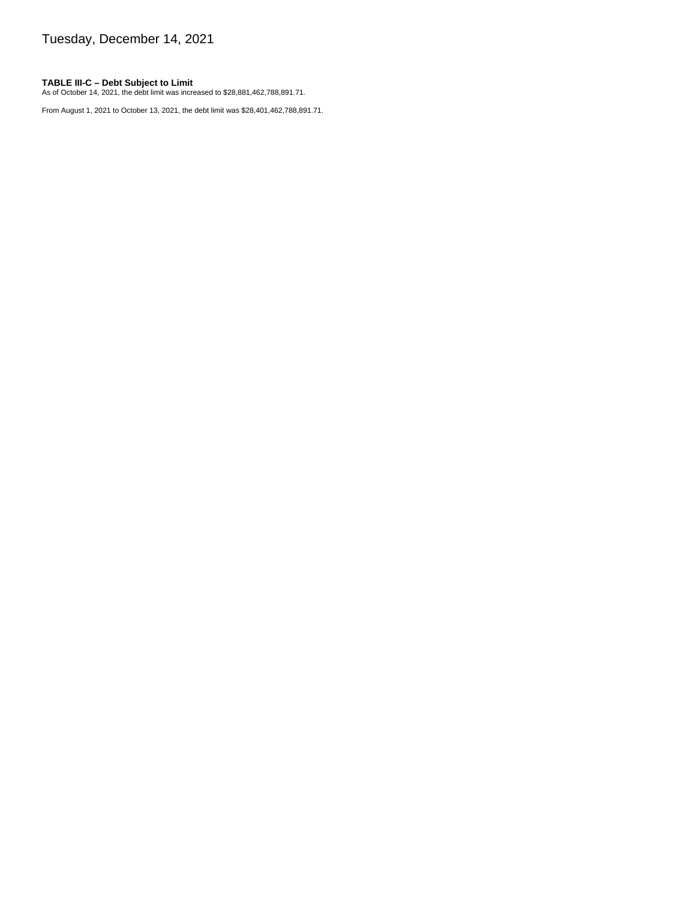Tuesday, December 14, 2021

**TABLE III-C – Debt Subject to Limit**

As of October 14, 2021, the debt limit was increased to $28,881,462,788,891.71.

From August 1, 2021 to October 13, 2021, the debt limit was $28,401,462,788,891.71.